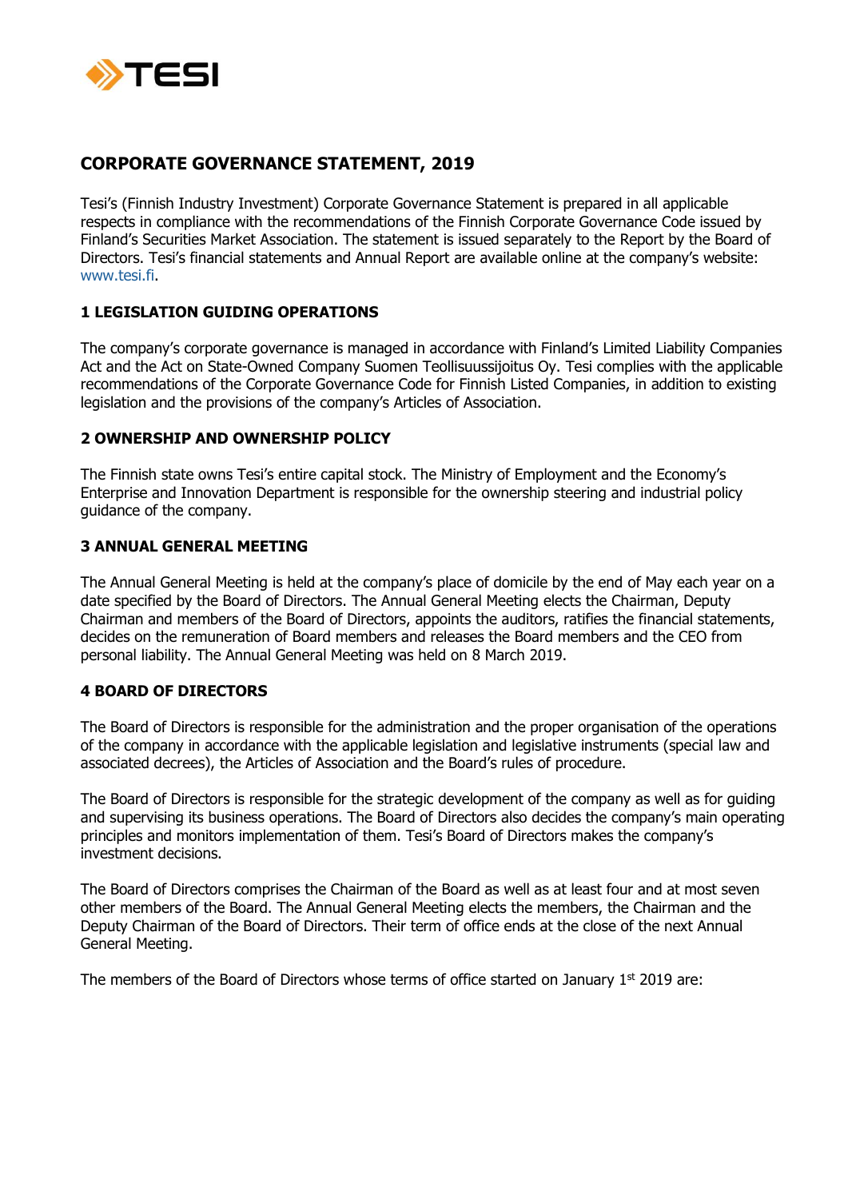TESI

# CORPORATE GOVERNANCE STATEMENT, 2019

Tesi's (Finnish Industry Investment) Corporate Governance Statement is prepared in all applicable respects in compliance with the recommendations of the Finnish Corporate Governance Code issued by Finland's Securities Market Association. The statement is issued separately to the Report by the Board of Directors. Tesi's financial statements and Annual Report are available online at the company's website: www.tesi.fi.

## 1 LEGISLATION GUIDING OPERATIONS

The company's corporate governance is managed in accordance with Finland's Limited Liability Companies Act and the Act on State-Owned Company Suomen Teollisuussijoitus Oy. Tesi complies with the applicable recommendations of the Corporate Governance Code for Finnish Listed Companies, in addition to existing legislation and the provisions of the company's Articles of Association.

## 2 OWNERSHIP AND OWNERSHIP POLICY

The Finnish state owns Tesi's entire capital stock. The Ministry of Employment and the Economy's Enterprise and Innovation Department is responsible for the ownership steering and industrial policy guidance of the company.

## 3 ANNUAL GENERAL MEETING

The Annual General Meeting is held at the company's place of domicile by the end of May each year on a date specified by the Board of Directors. The Annual General Meeting elects the Chairman, Deputy Chairman and members of the Board of Directors, appoints the auditors, ratifies the financial statements, decides on the remuneration of Board members and releases the Board members and the CEO from personal liability. The Annual General Meeting was held on 8 March 2019.

## 4 BOARD OF DIRECTORS

The Board of Directors is responsible for the administration and the proper organisation of the operations of the company in accordance with the applicable legislation and legislative instruments (special law and associated decrees), the Articles of Association and the Board's rules of procedure.

The Board of Directors is responsible for the strategic development of the company as well as for guiding and supervising its business operations. The Board of Directors also decides the company's main operating principles and monitors implementation of them. Tesi's Board of Directors makes the company's investment decisions.

The Board of Directors comprises the Chairman of the Board as well as at least four and at most seven other members of the Board. The Annual General Meeting elects the members, the Chairman and the Deputy Chairman of the Board of Directors. Their term of office ends at the close of the next Annual General Meeting.

The members of the Board of Directors whose terms of office started on January 1st 2019 are: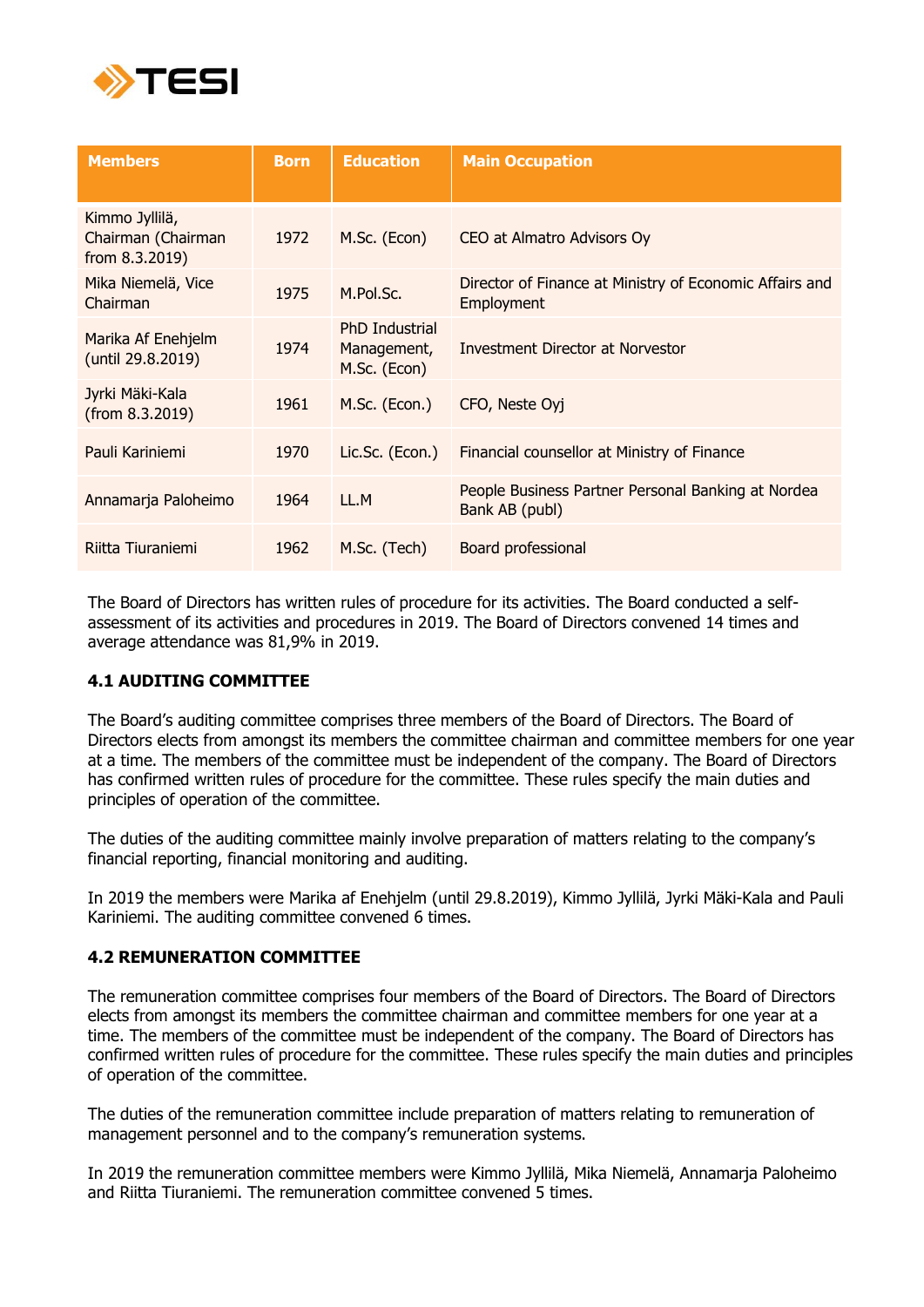| Members | Born | Education | Main Occupation |
|---|---|---|---|
| Kimmo Jyllilä, Chairman (Chairman from 8.3.2019) | 1972 | M.Sc. (Econ) | CEO at Almatro Advisors Oy |
| Mika Niemelä, Vice Chairman | 1975 | M.Pol.Sc. | Director of Finance at Ministry of Economic Affairs and Employment |
| Marika Af Enehjelm (until 29.8.2019) | 1974 | PhD Industrial Management, M.Sc. (Econ) | Investment Director at Norvestor |
| Jyrki Mäki-Kala (from 8.3.2019) | 1961 | M.Sc. (Econ.) | CFO, Neste Oyj |
| Pauli Kariniemi | 1970 | Lic.Sc. (Econ.) | Financial counsellor at Ministry of Finance |
| Annamarja Paloheimo | 1964 | LL.M | People Business Partner Personal Banking at Nordea Bank AB (publ) |
| Riitta Tiuraniemi | 1962 | M.Sc. (Tech) | Board professional |

The Board of Directors has written rules of procedure for its activities. The Board conducted a self-assessment of its activities and procedures in 2019. The Board of Directors convened 14 times and average attendance was 81,9% in 2019.

### 4.1 AUDITING COMMITTEE

The Board's auditing committee comprises three members of the Board of Directors. The Board of Directors elects from amongst its members the committee chairman and committee members for one year at a time. The members of the committee must be independent of the company. The Board of Directors has confirmed written rules of procedure for the committee. These rules specify the main duties and principles of operation of the committee.

The duties of the auditing committee mainly involve preparation of matters relating to the company's financial reporting, financial monitoring and auditing.

In 2019 the members were Marika af Enehjelm (until 29.8.2019), Kimmo Jyllilä, Jyrki Mäki-Kala and Pauli Kariniemi. The auditing committee convened 6 times.

### 4.2 REMUNERATION COMMITTEE

The remuneration committee comprises four members of the Board of Directors. The Board of Directors elects from amongst its members the committee chairman and committee members for one year at a time. The members of the committee must be independent of the company. The Board of Directors has confirmed written rules of procedure for the committee. These rules specify the main duties and principles of operation of the committee.

The duties of the remuneration committee include preparation of matters relating to remuneration of management personnel and to the company's remuneration systems.

In 2019 the remuneration committee members were Kimmo Jyllilä, Mika Niemelä, Annamarja Paloheimo and Riitta Tiuraniemi. The remuneration committee convened 5 times.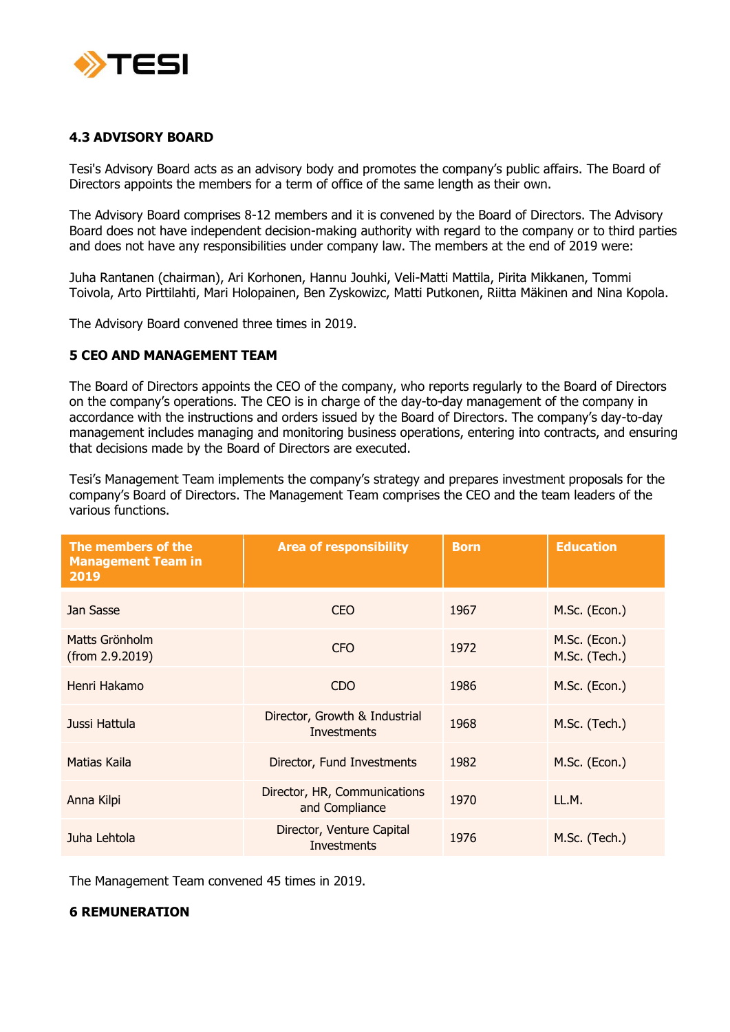### 4.3 ADVISORY BOARD

Tesi's Advisory Board acts as an advisory body and promotes the company's public affairs. The Board of Directors appoints the members for a term of office of the same length as their own.

The Advisory Board comprises 8-12 members and it is convened by the Board of Directors. The Advisory Board does not have independent decision-making authority with regard to the company or to third parties and does not have any responsibilities under company law. The members at the end of 2019 were:

Juha Rantanen (chairman), Ari Korhonen, Hannu Jouhki, Veli-Matti Mattila, Pirita Mikkanen, Tommi Toivola, Arto Pirttilahti, Mari Holopainen, Ben Zyskowizc, Matti Putkonen, Riitta Mäkinen and Nina Kopola.

The Advisory Board convened three times in 2019.

## 5 CEO AND MANAGEMENT TEAM

The Board of Directors appoints the CEO of the company, who reports regularly to the Board of Directors on the company's operations. The CEO is in charge of the day-to-day management of the company in accordance with the instructions and orders issued by the Board of Directors. The company's day-to-day management includes managing and monitoring business operations, entering into contracts, and ensuring that decisions made by the Board of Directors are executed.

Tesi's Management Team implements the company's strategy and prepares investment proposals for the company's Board of Directors. The Management Team comprises the CEO and the team leaders of the various functions.

| The members of the Management Team in 2019 | Area of responsibility | Born | Education |
|---|---|---|---|
| Jan Sasse | CEO | 1967 | M.Sc. (Econ.) |
| Matts Grönholm (from 2.9.2019) | CFO | 1972 | M.Sc. (Econ.) M.Sc. (Tech.) |
| Henri Hakamo | CDO | 1986 | M.Sc. (Econ.) |
| Jussi Hattula | Director, Growth & Industrial Investments | 1968 | M.Sc. (Tech.) |
| Matias Kaila | Director, Fund Investments | 1982 | M.Sc. (Econ.) |
| Anna Kilpi | Director, HR, Communications and Compliance | 1970 | LL.M. |
| Juha Lehtola | Director, Venture Capital Investments | 1976 | M.Sc. (Tech.) |

The Management Team convened 45 times in 2019.

## 6 REMUNERATION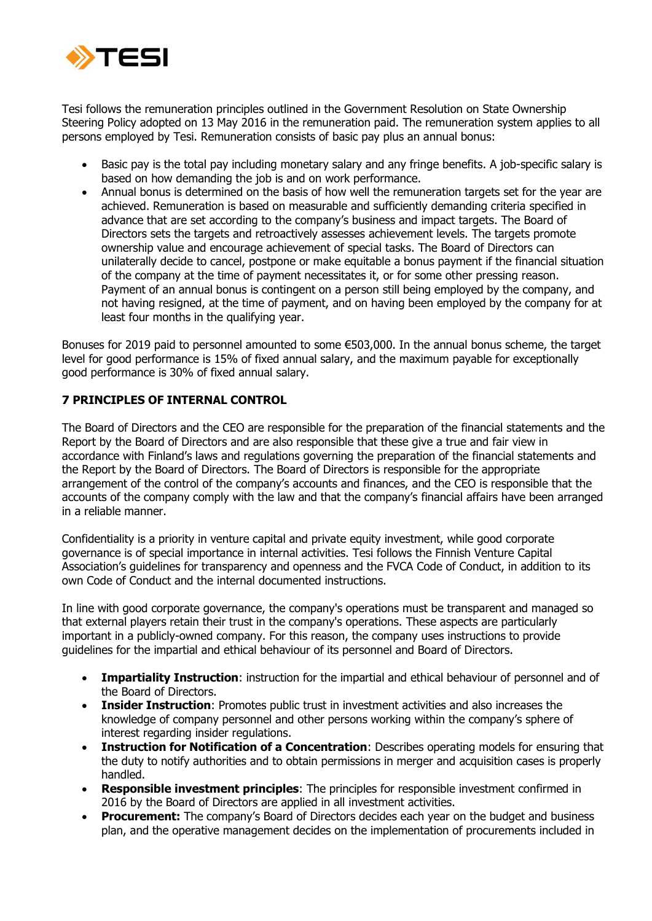Tesi follows the remuneration principles outlined in the Government Resolution on State Ownership Steering Policy adopted on 13 May 2016 in the remuneration paid. The remuneration system applies to all persons employed by Tesi. Remuneration consists of basic pay plus an annual bonus:

- Basic pay is the total pay including monetary salary and any fringe benefits. A job-specific salary is based on how demanding the job is and on work performance.
- Annual bonus is determined on the basis of how well the remuneration targets set for the year are achieved. Remuneration is based on measurable and sufficiently demanding criteria specified in advance that are set according to the company's business and impact targets. The Board of Directors sets the targets and retroactively assesses achievement levels. The targets promote ownership value and encourage achievement of special tasks. The Board of Directors can unilaterally decide to cancel, postpone or make equitable a bonus payment if the financial situation of the company at the time of payment necessitates it, or for some other pressing reason. Payment of an annual bonus is contingent on a person still being employed by the company, and not having resigned, at the time of payment, and on having been employed by the company for at least four months in the qualifying year.

Bonuses for 2019 paid to personnel amounted to some €503,000. In the annual bonus scheme, the target level for good performance is 15% of fixed annual salary, and the maximum payable for exceptionally good performance is 30% of fixed annual salary.

## 7 PRINCIPLES OF INTERNAL CONTROL

The Board of Directors and the CEO are responsible for the preparation of the financial statements and the Report by the Board of Directors and are also responsible that these give a true and fair view in accordance with Finland's laws and regulations governing the preparation of the financial statements and the Report by the Board of Directors. The Board of Directors is responsible for the appropriate arrangement of the control of the company's accounts and finances, and the CEO is responsible that the accounts of the company comply with the law and that the company's financial affairs have been arranged in a reliable manner.

Confidentiality is a priority in venture capital and private equity investment, while good corporate governance is of special importance in internal activities. Tesi follows the Finnish Venture Capital Association's guidelines for transparency and openness and the FVCA Code of Conduct, in addition to its own Code of Conduct and the internal documented instructions.

In line with good corporate governance, the company's operations must be transparent and managed so that external players retain their trust in the company's operations. These aspects are particularly important in a publicly-owned company. For this reason, the company uses instructions to provide guidelines for the impartial and ethical behaviour of its personnel and Board of Directors.

- **Impartiality Instruction**: instruction for the impartial and ethical behaviour of personnel and of the Board of Directors.
- **Insider Instruction**: Promotes public trust in investment activities and also increases the knowledge of company personnel and other persons working within the company's sphere of interest regarding insider regulations.
- **Instruction for Notification of a Concentration**: Describes operating models for ensuring that the duty to notify authorities and to obtain permissions in merger and acquisition cases is properly handled.
- **Responsible investment principles**: The principles for responsible investment confirmed in 2016 by the Board of Directors are applied in all investment activities.
- **Procurement:** The company's Board of Directors decides each year on the budget and business plan, and the operative management decides on the implementation of procurements included in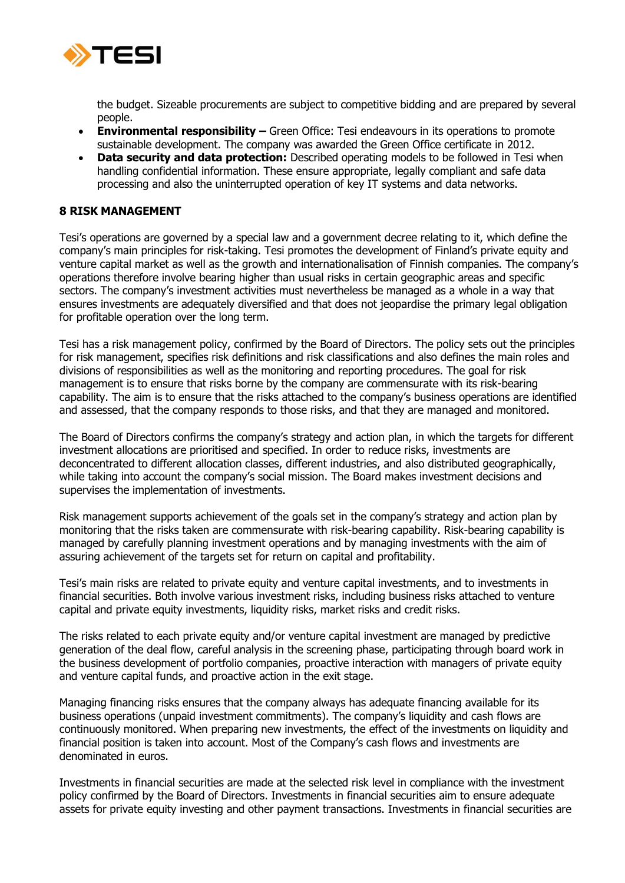the budget. Sizeable procurements are subject to competitive bidding and are prepared by several people.

- **Environmental responsibility –** Green Office: Tesi endeavours in its operations to promote sustainable development. The company was awarded the Green Office certificate in 2012.
- **Data security and data protection:** Described operating models to be followed in Tesi when handling confidential information. These ensure appropriate, legally compliant and safe data processing and also the uninterrupted operation of key IT systems and data networks.

## 8 RISK MANAGEMENT

Tesi's operations are governed by a special law and a government decree relating to it, which define the company's main principles for risk-taking. Tesi promotes the development of Finland's private equity and venture capital market as well as the growth and internationalisation of Finnish companies. The company's operations therefore involve bearing higher than usual risks in certain geographic areas and specific sectors. The company's investment activities must nevertheless be managed as a whole in a way that ensures investments are adequately diversified and that does not jeopardise the primary legal obligation for profitable operation over the long term.

Tesi has a risk management policy, confirmed by the Board of Directors. The policy sets out the principles for risk management, specifies risk definitions and risk classifications and also defines the main roles and divisions of responsibilities as well as the monitoring and reporting procedures. The goal for risk management is to ensure that risks borne by the company are commensurate with its risk-bearing capability. The aim is to ensure that the risks attached to the company's business operations are identified and assessed, that the company responds to those risks, and that they are managed and monitored.

The Board of Directors confirms the company's strategy and action plan, in which the targets for different investment allocations are prioritised and specified. In order to reduce risks, investments are deconcentrated to different allocation classes, different industries, and also distributed geographically, while taking into account the company's social mission. The Board makes investment decisions and supervises the implementation of investments.

Risk management supports achievement of the goals set in the company's strategy and action plan by monitoring that the risks taken are commensurate with risk-bearing capability. Risk-bearing capability is managed by carefully planning investment operations and by managing investments with the aim of assuring achievement of the targets set for return on capital and profitability.

Tesi's main risks are related to private equity and venture capital investments, and to investments in financial securities. Both involve various investment risks, including business risks attached to venture capital and private equity investments, liquidity risks, market risks and credit risks.

The risks related to each private equity and/or venture capital investment are managed by predictive generation of the deal flow, careful analysis in the screening phase, participating through board work in the business development of portfolio companies, proactive interaction with managers of private equity and venture capital funds, and proactive action in the exit stage.

Managing financing risks ensures that the company always has adequate financing available for its business operations (unpaid investment commitments). The company's liquidity and cash flows are continuously monitored. When preparing new investments, the effect of the investments on liquidity and financial position is taken into account. Most of the Company's cash flows and investments are denominated in euros.

Investments in financial securities are made at the selected risk level in compliance with the investment policy confirmed by the Board of Directors. Investments in financial securities aim to ensure adequate assets for private equity investing and other payment transactions. Investments in financial securities are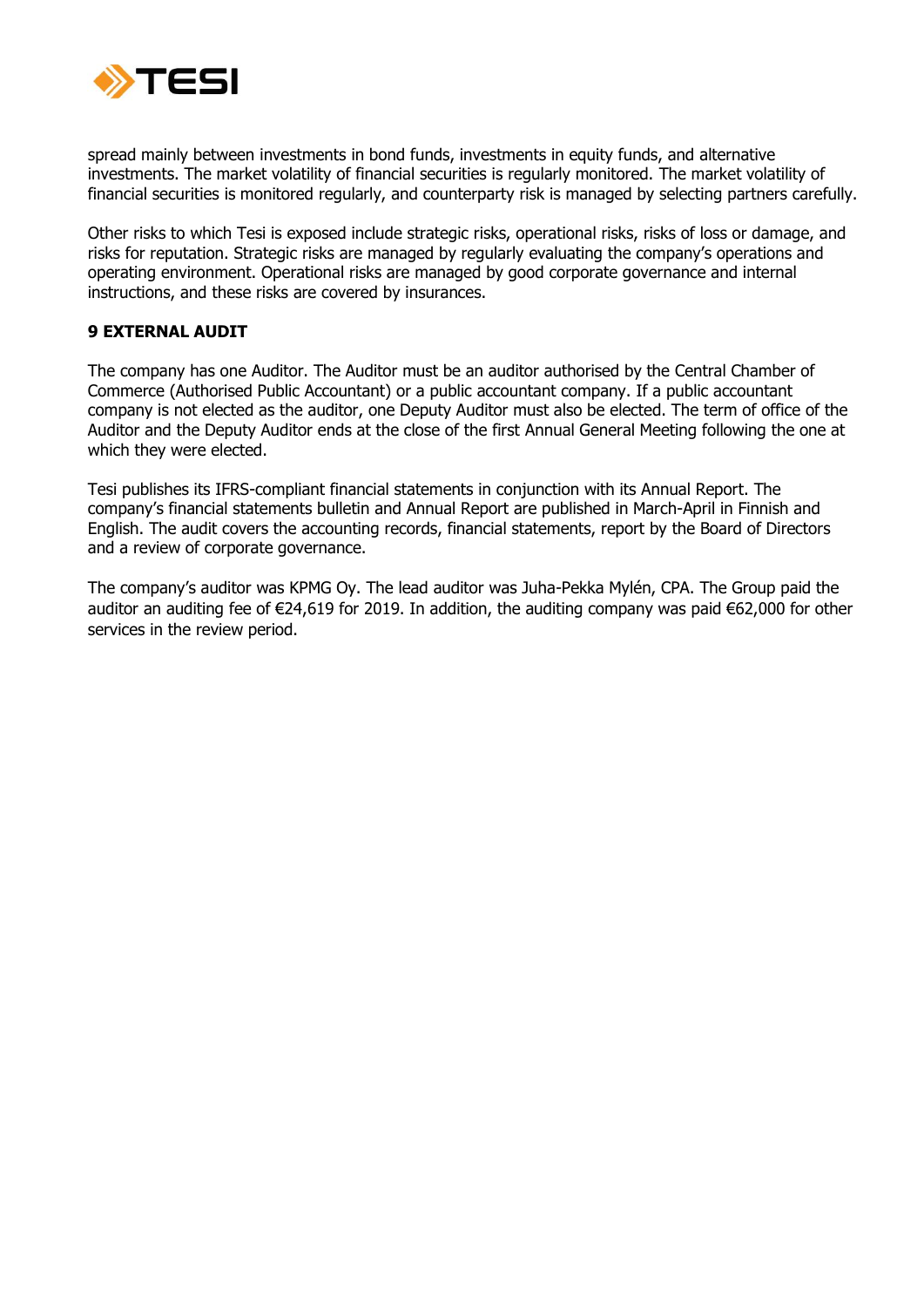spread mainly between investments in bond funds, investments in equity funds, and alternative investments. The market volatility of financial securities is regularly monitored. The market volatility of financial securities is monitored regularly, and counterparty risk is managed by selecting partners carefully.

Other risks to which Tesi is exposed include strategic risks, operational risks, risks of loss or damage, and risks for reputation. Strategic risks are managed by regularly evaluating the company's operations and operating environment. Operational risks are managed by good corporate governance and internal instructions, and these risks are covered by insurances.

## 9 EXTERNAL AUDIT

The company has one Auditor. The Auditor must be an auditor authorised by the Central Chamber of Commerce (Authorised Public Accountant) or a public accountant company. If a public accountant company is not elected as the auditor, one Deputy Auditor must also be elected. The term of office of the Auditor and the Deputy Auditor ends at the close of the first Annual General Meeting following the one at which they were elected.

Tesi publishes its IFRS-compliant financial statements in conjunction with its Annual Report. The company's financial statements bulletin and Annual Report are published in March-April in Finnish and English. The audit covers the accounting records, financial statements, report by the Board of Directors and a review of corporate governance.

The company's auditor was KPMG Oy. The lead auditor was Juha-Pekka Mylén, CPA. The Group paid the auditor an auditing fee of €24,619 for 2019. In addition, the auditing company was paid €62,000 for other services in the review period.